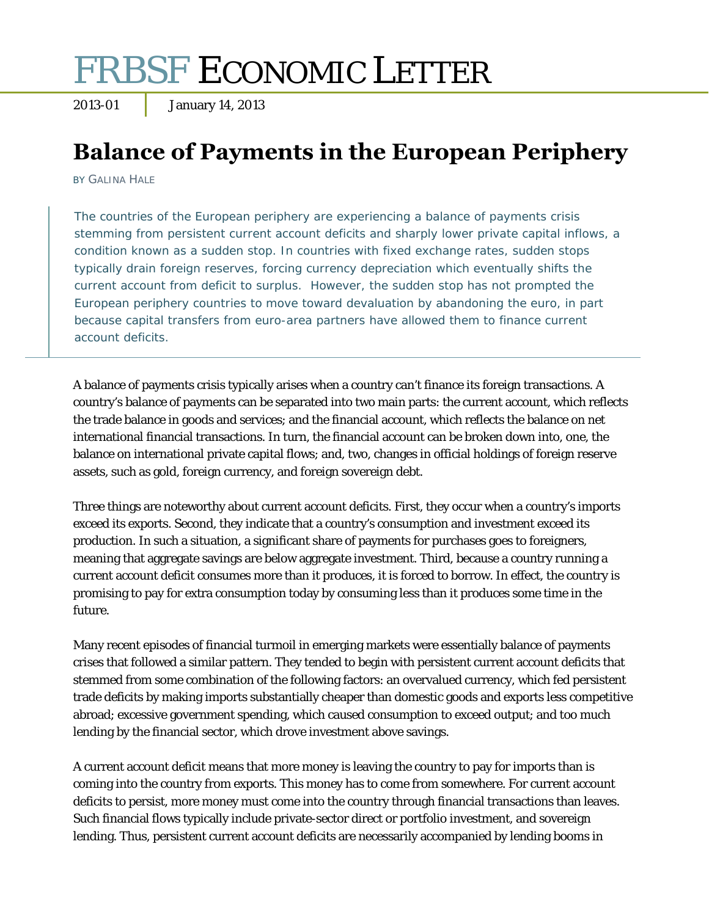# FRBSF Economic Letter

2013-01 | January 14, 2013

## Balance of Payments in the European Periphery

BY GALINA HALE

> The countries of the European periphery are experiencing a balance of payments crisis stemming from persistent current account deficits and sharply lower private capital inflows, a condition known as a sudden stop. In countries with fixed exchange rates, sudden stops typically drain foreign reserves, forcing currency depreciation which eventually shifts the current account from deficit to surplus. However, the sudden stop has not prompted the European periphery countries to move toward devaluation by abandoning the euro, in part because capital transfers from euro-area partners have allowed them to finance current account deficits.

A balance of payments crisis typically arises when a country can't finance its foreign transactions. A country's balance of payments can be separated into two main parts: the current account, which reflects the trade balance in goods and services; and the financial account, which reflects the balance on net international financial transactions. In turn, the financial account can be broken down into, one, the balance on international private capital flows; and, two, changes in official holdings of foreign reserve assets, such as gold, foreign currency, and foreign sovereign debt.

Three things are noteworthy about current account deficits. First, they occur when a country's imports exceed its exports. Second, they indicate that a country's consumption and investment exceed its production. In such a situation, a significant share of payments for purchases goes to foreigners, meaning that aggregate savings are below aggregate investment. Third, because a country running a current account deficit consumes more than it produces, it is forced to borrow. In effect, the country is promising to pay for extra consumption today by consuming less than it produces some time in the future.

Many recent episodes of financial turmoil in emerging markets were essentially balance of payments crises that followed a similar pattern. They tended to begin with persistent current account deficits that stemmed from some combination of the following factors: an overvalued currency, which fed persistent trade deficits by making imports substantially cheaper than domestic goods and exports less competitive abroad; excessive government spending, which caused consumption to exceed output; and too much lending by the financial sector, which drove investment above savings.

A current account deficit means that more money is leaving the country to pay for imports than is coming into the country from exports. This money has to come from somewhere. For current account deficits to persist, more money must come into the country through financial transactions than leaves. Such financial flows typically include private-sector direct or portfolio investment, and sovereign lending. Thus, persistent current account deficits are necessarily accompanied by lending booms in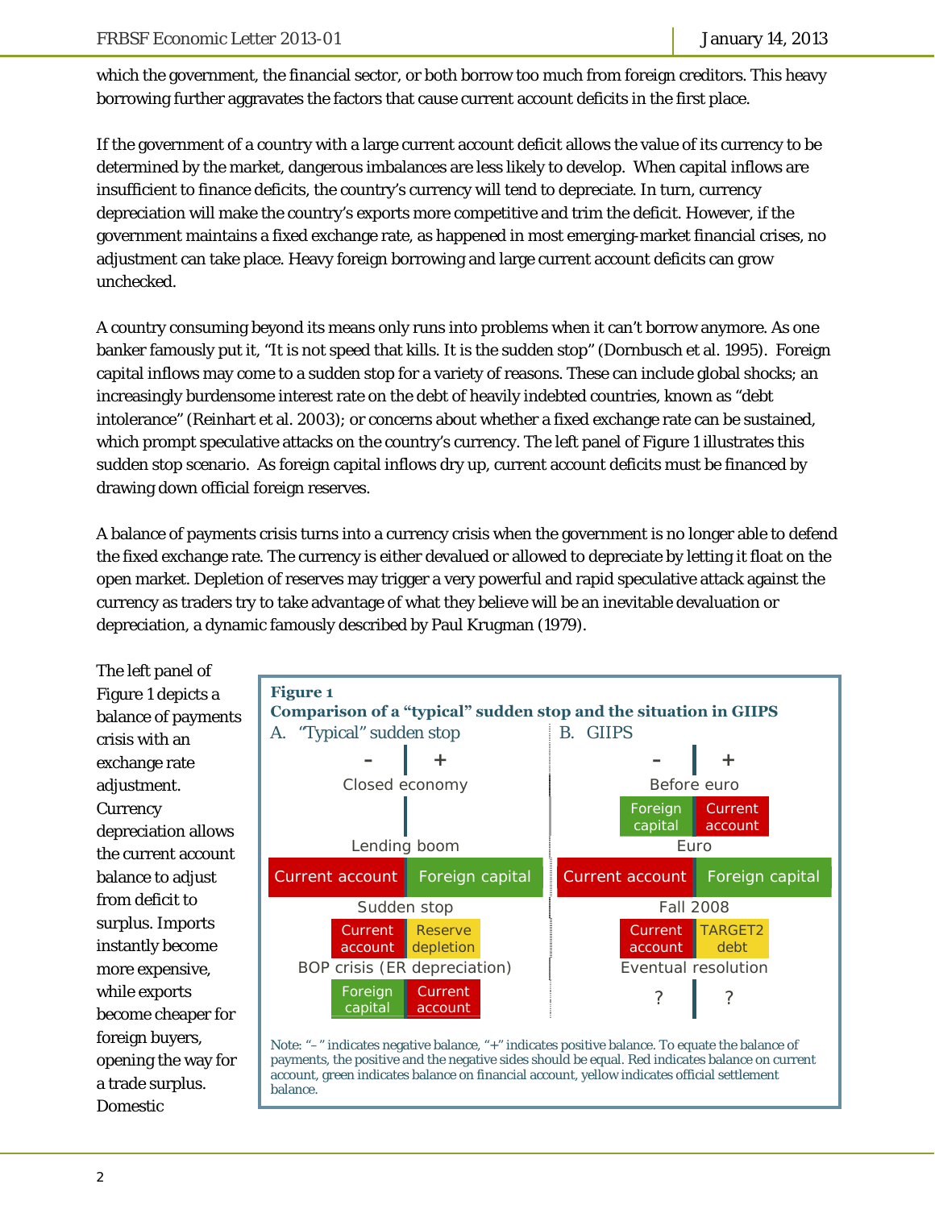which the government, the financial sector, or both borrow too much from foreign creditors. This heavy borrowing further aggravates the factors that cause current account deficits in the first place.

If the government of a country with a large current account deficit allows the value of its currency to be determined by the market, dangerous imbalances are less likely to develop. When capital inflows are insufficient to finance deficits, the country's currency will tend to depreciate. In turn, currency depreciation will make the country's exports more competitive and trim the deficit. However, if the government maintains a fixed exchange rate, as happened in most emerging-market financial crises, no adjustment can take place. Heavy foreign borrowing and large current account deficits can grow unchecked.

A country consuming beyond its means only runs into problems when it can't borrow anymore. As one banker famously put it, "It is not speed that kills. It is the sudden stop" (Dornbusch et al. 1995). Foreign capital inflows may come to a sudden stop for a variety of reasons. These can include global shocks; an increasingly burdensome interest rate on the debt of heavily indebted countries, known as "debt intolerance" (Reinhart et al. 2003); or concerns about whether a fixed exchange rate can be sustained, which prompt speculative attacks on the country's currency. The left panel of Figure 1 illustrates this sudden stop scenario. As foreign capital inflows dry up, current account deficits must be financed by drawing down official foreign reserves.

A balance of payments crisis turns into a currency crisis when the government is no longer able to defend the fixed exchange rate. The currency is either devalued or allowed to depreciate by letting it float on the open market. Depletion of reserves may trigger a very powerful and rapid speculative attack against the currency as traders try to take advantage of what they believe will be an inevitable devaluation or depreciation, a dynamic famously described by Paul Krugman (1979).

**Figure 1**
**Comparison of a "typical" sudden stop and the situation in GIIPS**

| A. "Typical" sudden stop – | A. "Typical" sudden stop + | B. GIIPS – | B. GIIPS + |
|---|---|---|---|
| Closed economy | | Before euro | |
| | | Foreign capital | Current account |
| Lending boom | | Euro | |
| Current account | Foreign capital | Current account | Foreign capital |
| Sudden stop | | Fall 2008 | |
| Current account | Reserve depletion | Current account | TARGET2 debt |
| BOP crisis (ER depreciation) | | Eventual resolution | |
| Foreign capital | Current account | ? | ? |

Note: "–" indicates negative balance, "+" indicates positive balance. To equate the balance of payments, the positive and the negative sides should be equal. Red indicates balance on current account, green indicates balance on financial account, yellow indicates official settlement balance.

The left panel of Figure 1 depicts a balance of payments crisis with an exchange rate adjustment. Currency depreciation allows the current account balance to adjust from deficit to surplus. Imports instantly become more expensive, while exports become cheaper for foreign buyers, opening the way for a trade surplus. Domestic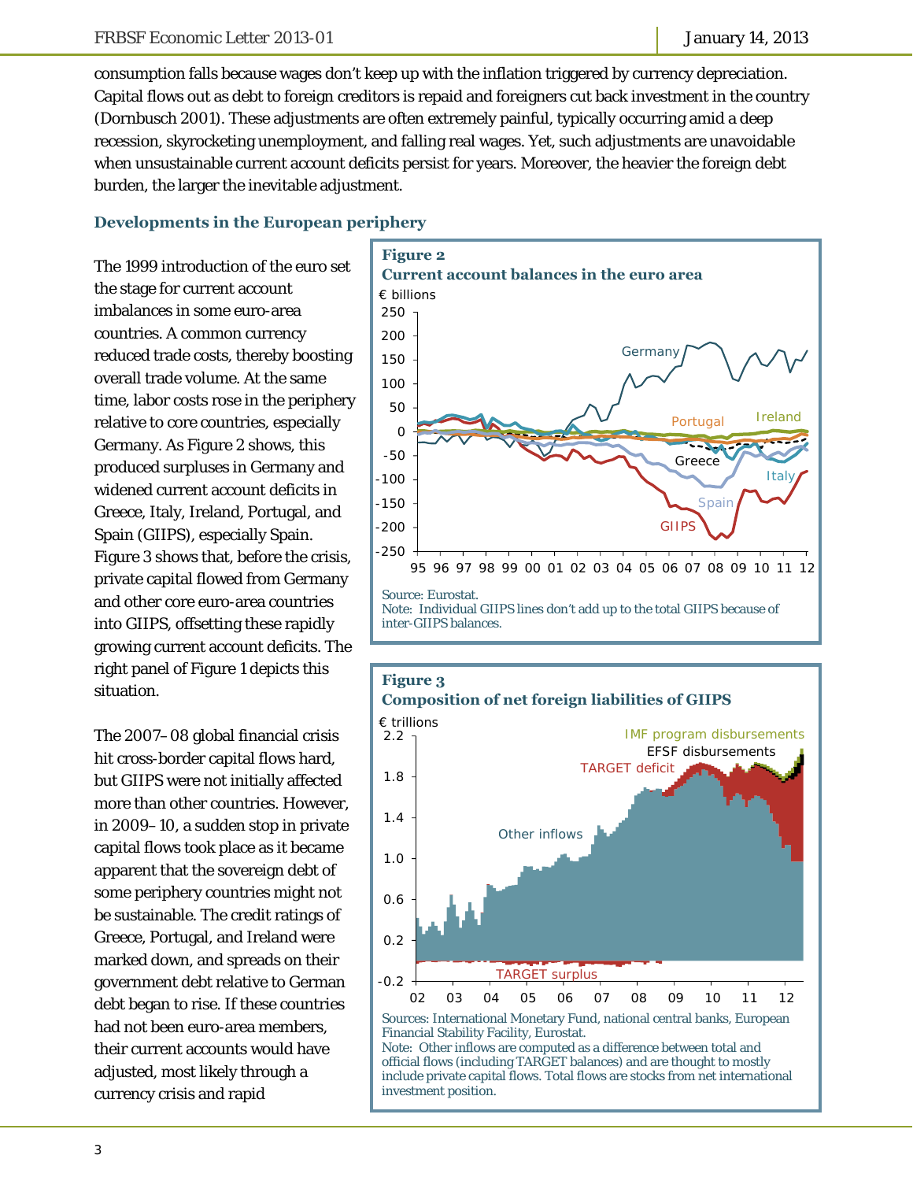consumption falls because wages don't keep up with the inflation triggered by currency depreciation. Capital flows out as debt to foreign creditors is repaid and foreigners cut back investment in the country (Dornbusch 2001). These adjustments are often extremely painful, typically occurring amid a deep recession, skyrocketing unemployment, and falling real wages. Yet, such adjustments are unavoidable when unsustainable current account deficits persist for years. Moreover, the heavier the foreign debt burden, the larger the inevitable adjustment.

### Developments in the European periphery

The 1999 introduction of the euro set the stage for current account imbalances in some euro-area countries. A common currency reduced trade costs, thereby boosting overall trade volume. At the same time, labor costs rose in the periphery relative to core countries, especially Germany. As Figure 2 shows, this produced surpluses in Germany and widened current account deficits in Greece, Italy, Ireland, Portugal, and Spain (GIIPS), especially Spain. Figure 3 shows that, before the crisis, private capital flowed from Germany and other core euro-area countries into GIIPS, offsetting these rapidly growing current account deficits. The right panel of Figure 1 depicts this situation.

The 2007–08 global financial crisis hit cross-border capital flows hard, but GIIPS were not initially affected more than other countries. However, in 2009–10, a sudden stop in private capital flows took place as it became apparent that the sovereign debt of some periphery countries might not be sustainable. The credit ratings of Greece, Portugal, and Ireland were marked down, and spreads on their government debt relative to German debt began to rise. If these countries had not been euro-area members, their current accounts would have adjusted, most likely through a currency crisis and rapid

**Figure 2**
**Current account balances in the euro area**

Source: Eurostat.
Note: Individual GIIPS lines don't add up to the total GIIPS because of inter-GIIPS balances.

**Figure 3**
**Composition of net foreign liabilities of GIIPS**

Sources: International Monetary Fund, national central banks, European Financial Stability Facility, Eurostat.
Note: Other inflows are computed as a difference between total and official flows (including TARGET balances) and are thought to mostly include private capital flows. Total flows are stocks from net international investment position.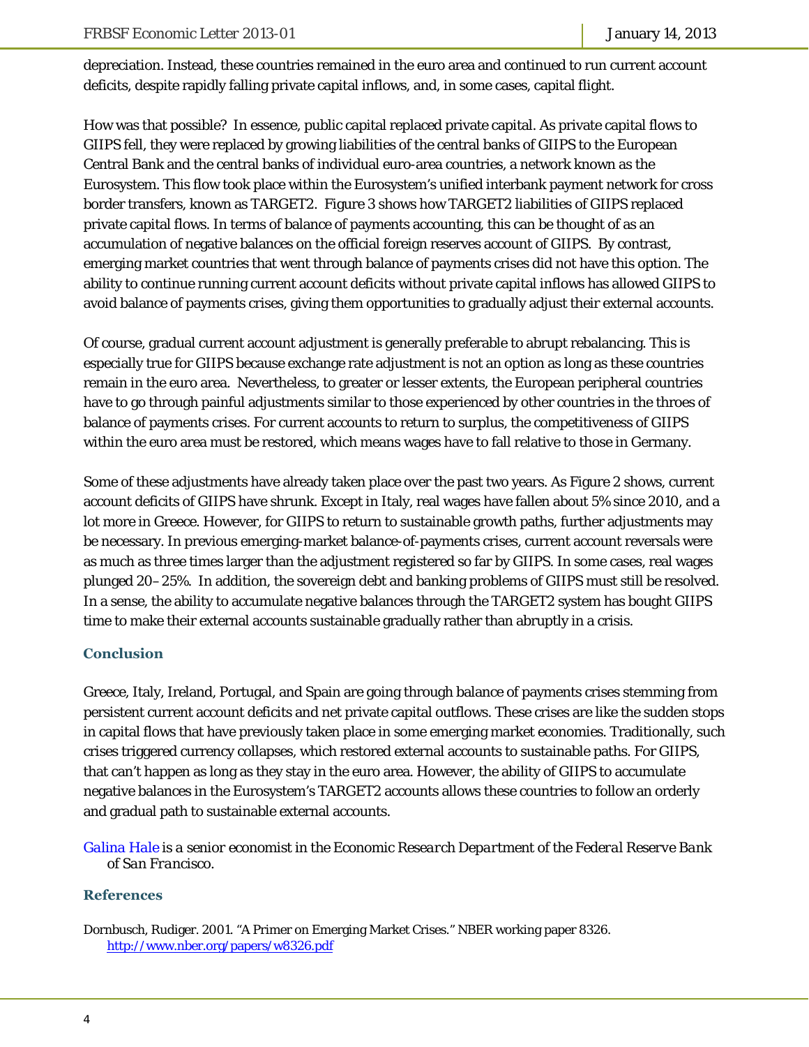depreciation. Instead, these countries remained in the euro area and continued to run current account deficits, despite rapidly falling private capital inflows, and, in some cases, capital flight.

How was that possible? In essence, public capital replaced private capital. As private capital flows to GIIPS fell, they were replaced by growing liabilities of the central banks of GIIPS to the European Central Bank and the central banks of individual euro-area countries, a network known as the Eurosystem. This flow took place within the Eurosystem's unified interbank payment network for cross border transfers, known as TARGET2. Figure 3 shows how TARGET2 liabilities of GIIPS replaced private capital flows. In terms of balance of payments accounting, this can be thought of as an accumulation of negative balances on the official foreign reserves account of GIIPS. By contrast, emerging market countries that went through balance of payments crises did not have this option. The ability to continue running current account deficits without private capital inflows has allowed GIIPS to avoid balance of payments crises, giving them opportunities to gradually adjust their external accounts.

Of course, gradual current account adjustment is generally preferable to abrupt rebalancing. This is especially true for GIIPS because exchange rate adjustment is not an option as long as these countries remain in the euro area. Nevertheless, to greater or lesser extents, the European peripheral countries have to go through painful adjustments similar to those experienced by other countries in the throes of balance of payments crises. For current accounts to return to surplus, the competitiveness of GIIPS within the euro area must be restored, which means wages have to fall relative to those in Germany.

Some of these adjustments have already taken place over the past two years. As Figure 2 shows, current account deficits of GIIPS have shrunk. Except in Italy, real wages have fallen about 5% since 2010, and a lot more in Greece. However, for GIIPS to return to sustainable growth paths, further adjustments may be necessary. In previous emerging-market balance-of-payments crises, current account reversals were as much as three times larger than the adjustment registered so far by GIIPS. In some cases, real wages plunged 20–25%. In addition, the sovereign debt and banking problems of GIIPS must still be resolved. In a sense, the ability to accumulate negative balances through the TARGET2 system has bought GIIPS time to make their external accounts sustainable gradually rather than abruptly in a crisis.

## Conclusion

Greece, Italy, Ireland, Portugal, and Spain are going through balance of payments crises stemming from persistent current account deficits and net private capital outflows. These crises are like the sudden stops in capital flows that have previously taken place in some emerging market economies. Traditionally, such crises triggered currency collapses, which restored external accounts to sustainable paths. For GIIPS, that can't happen as long as they stay in the euro area. However, the ability of GIIPS to accumulate negative balances in the Eurosystem's TARGET2 accounts allows these countries to follow an orderly and gradual path to sustainable external accounts.

Galina Hale *is a senior economist in the Economic Research Department of the Federal Reserve Bank of San Francisco.*

## References

Dornbusch, Rudiger. 2001. "A Primer on Emerging Market Crises." NBER working paper 8326. http://www.nber.org/papers/w8326.pdf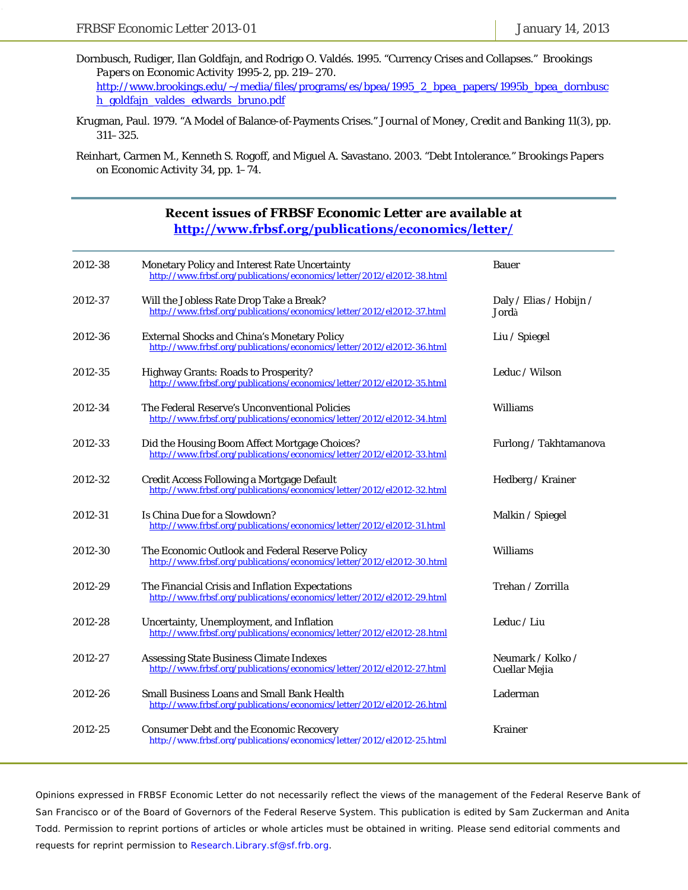Dornbusch, Rudiger, Ilan Goldfajn, and Rodrigo O. Valdés. 1995. "Currency Crises and Collapses." *Brookings Papers on Economic Activity* 1995-2, pp. 219–270. http://www.brookings.edu/~/media/files/programs/es/bpea/1995_2_bpea_papers/1995b_bpea_dornbusch_goldfajn_valdes_edwards_bruno.pdf

Krugman, Paul. 1979. "A Model of Balance-of-Payments Crises." *Journal of Money, Credit and Banking* 11(3), pp. 311–325.

Reinhart, Carmen M., Kenneth S. Rogoff, and Miguel A. Savastano. 2003. "Debt Intolerance." *Brookings Papers on Economic Activity* 34, pp. 1–74.

**Recent issues of FRBSF Economic Letter are available at**
**http://www.frbsf.org/publications/economics/letter/**

| | | |
|---|---|---|
| 2012-38 | Monetary Policy and Interest Rate Uncertainty<br>http://www.frbsf.org/publications/economics/letter/2012/el2012-38.html | Bauer |
| 2012-37 | Will the Jobless Rate Drop Take a Break?<br>http://www.frbsf.org/publications/economics/letter/2012/el2012-37.html | Daly / Elias / Hobijn / Jordà |
| 2012-36 | External Shocks and China's Monetary Policy<br>http://www.frbsf.org/publications/economics/letter/2012/el2012-36.html | Liu / Spiegel |
| 2012-35 | Highway Grants: Roads to Prosperity?<br>http://www.frbsf.org/publications/economics/letter/2012/el2012-35.html | Leduc / Wilson |
| 2012-34 | The Federal Reserve's Unconventional Policies<br>http://www.frbsf.org/publications/economics/letter/2012/el2012-34.html | Williams |
| 2012-33 | Did the Housing Boom Affect Mortgage Choices?<br>http://www.frbsf.org/publications/economics/letter/2012/el2012-33.html | Furlong / Takhtamanova |
| 2012-32 | Credit Access Following a Mortgage Default<br>http://www.frbsf.org/publications/economics/letter/2012/el2012-32.html | Hedberg / Krainer |
| 2012-31 | Is China Due for a Slowdown?<br>http://www.frbsf.org/publications/economics/letter/2012/el2012-31.html | Malkin / Spiegel |
| 2012-30 | The Economic Outlook and Federal Reserve Policy<br>http://www.frbsf.org/publications/economics/letter/2012/el2012-30.html | Williams |
| 2012-29 | The Financial Crisis and Inflation Expectations<br>http://www.frbsf.org/publications/economics/letter/2012/el2012-29.html | Trehan / Zorrilla |
| 2012-28 | Uncertainty, Unemployment, and Inflation<br>http://www.frbsf.org/publications/economics/letter/2012/el2012-28.html | Leduc / Liu |
| 2012-27 | Assessing State Business Climate Indexes<br>http://www.frbsf.org/publications/economics/letter/2012/el2012-27.html | Neumark / Kolko / Cuellar Mejia |
| 2012-26 | Small Business Loans and Small Bank Health<br>http://www.frbsf.org/publications/economics/letter/2012/el2012-26.html | Laderman |
| 2012-25 | Consumer Debt and the Economic Recovery<br>http://www.frbsf.org/publications/economics/letter/2012/el2012-25.html | Krainer |

Opinions expressed in FRBSF Economic Letter do not necessarily reflect the views of the management of the Federal Reserve Bank of San Francisco or of the Board of Governors of the Federal Reserve System. This publication is edited by Sam Zuckerman and Anita Todd. Permission to reprint portions of articles or whole articles must be obtained in writing. Please send editorial comments and requests for reprint permission to Research.Library.sf@sf.frb.org.